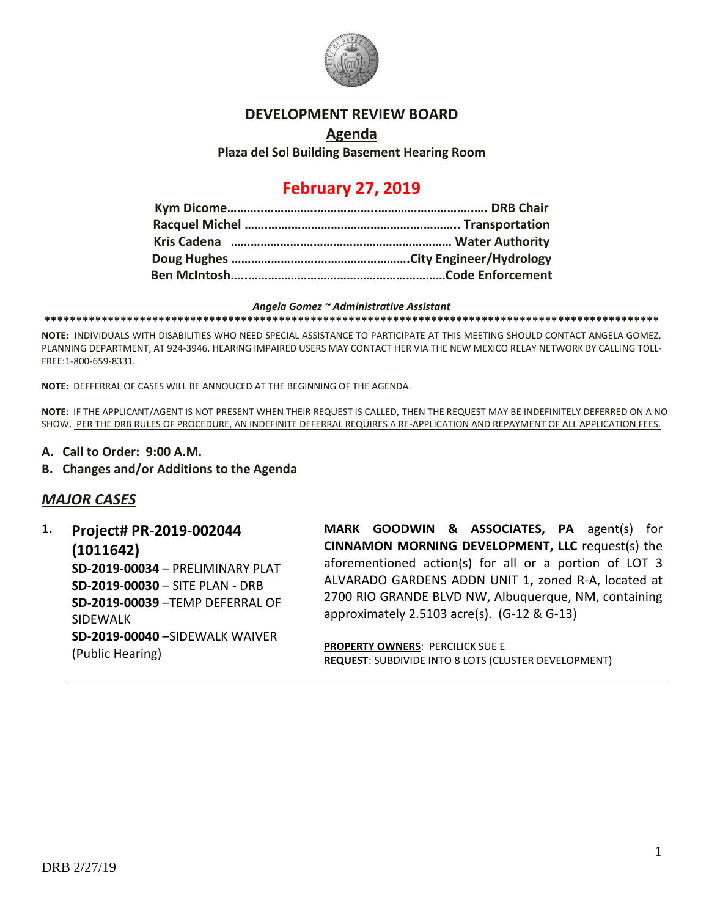# DEVELOPMENT REVIEW BOARD

## Agenda

**Plaza del Sol Building Basement Hearing Room**

## February 27, 2019

**Kym Dicome……………………………………………………………….. DRB Chair**
**Racquel Michel ……………………………………………………….. Transportation**
**Kris Cadena ………………………………………………………… Water Authority**
**Doug Hughes ……………………………………………..City Engineer/Hydrology**
**Ben McIntosh…..……………………………………………………Code Enforcement**

***Angela Gomez ~ Administrative Assistant***

**************************************************************************************************

**NOTE:** INDIVIDUALS WITH DISABILITIES WHO NEED SPECIAL ASSISTANCE TO PARTICIPATE AT THIS MEETING SHOULD CONTACT ANGELA GOMEZ, PLANNING DEPARTMENT, AT 924-3946. HEARING IMPAIRED USERS MAY CONTACT HER VIA THE NEW MEXICO RELAY NETWORK BY CALLING TOLL-FREE:1-800-659-8331.

**NOTE:** DEFFERRAL OF CASES WILL BE ANNOUCED AT THE BEGINNING OF THE AGENDA.

**NOTE:** IF THE APPLICANT/AGENT IS NOT PRESENT WHEN THEIR REQUEST IS CALLED, THEN THE REQUEST MAY BE INDEFINITELY DEFERRED ON A NO SHOW. PER THE DRB RULES OF PROCEDURE, AN INDEFINITE DEFERRAL REQUIRES A RE-APPLICATION AND REPAYMENT OF ALL APPLICATION FEES.

**A. Call to Order: 9:00 A.M.**

**B. Changes and/or Additions to the Agenda**

## *MAJOR CASES*

**1. Project# PR-2019-002044 (1011642)**
**SD-2019-00034** – PRELIMINARY PLAT
**SD-2019-00030** – SITE PLAN - DRB
**SD-2019-00039** –TEMP DEFERRAL OF SIDEWALK
**SD-2019-00040** –SIDEWALK WAIVER
(Public Hearing)

**MARK GOODWIN & ASSOCIATES, PA** agent(s) for **CINNAMON MORNING DEVELOPMENT, LLC** request(s) the aforementioned action(s) for all or a portion of LOT 3 ALVARADO GARDENS ADDN UNIT 1**,** zoned R-A, located at 2700 RIO GRANDE BLVD NW, Albuquerque, NM, containing approximately 2.5103 acre(s). (G-12 & G-13)

**PROPERTY OWNERS**: PERCILICK SUE E
**REQUEST**: SUBDIVIDE INTO 8 LOTS (CLUSTER DEVELOPMENT)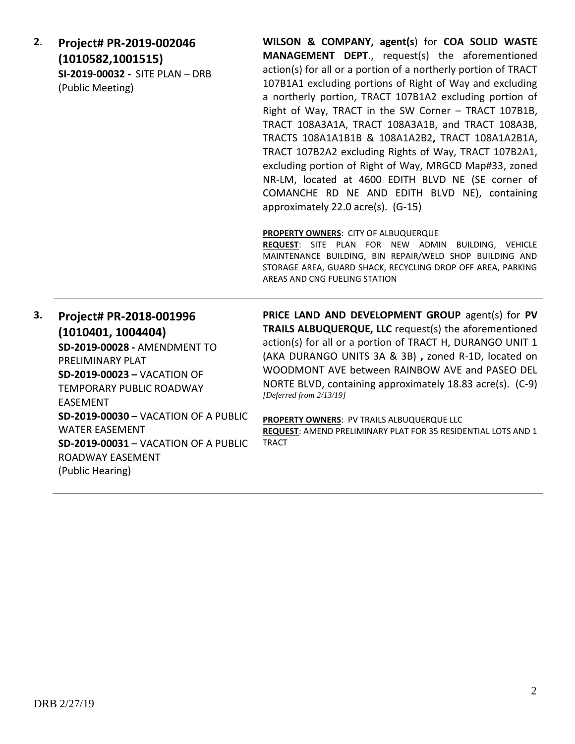**2. Project# PR-2019-002046 (1010582,1001515)**
**SI-2019-00032 -** SITE PLAN – DRB
(Public Meeting)

**WILSON & COMPANY, agent(s**) for **COA SOLID WASTE MANAGEMENT DEPT**., request(s) the aforementioned action(s) for all or a portion of a northerly portion of TRACT 107B1A1 excluding portions of Right of Way and excluding a northerly portion, TRACT 107B1A2 excluding portion of Right of Way, TRACT in the SW Corner – TRACT 107B1B, TRACT 108A3A1A, TRACT 108A3A1B, and TRACT 108A3B, TRACTS 108A1A1B1B & 108A1A2B2**,** TRACT 108A1A2B1A, TRACT 107B2A2 excluding Rights of Way, TRACT 107B2A1, excluding portion of Right of Way, MRGCD Map#33, zoned NR-LM, located at 4600 EDITH BLVD NE (SE corner of COMANCHE RD NE AND EDITH BLVD NE), containing approximately 22.0 acre(s). (G-15)

**PROPERTY OWNERS**: CITY OF ALBUQUERQUE
**REQUEST**: SITE PLAN FOR NEW ADMIN BUILDING, VEHICLE MAINTENANCE BUILDING, BIN REPAIR/WELD SHOP BUILDING AND STORAGE AREA, GUARD SHACK, RECYCLING DROP OFF AREA, PARKING AREAS AND CNG FUELING STATION

---

**3. Project# PR-2018-001996 (1010401, 1004404)**
**SD-2019-00028 -** AMENDMENT TO PRELIMINARY PLAT
**SD-2019-00023 –** VACATION OF TEMPORARY PUBLIC ROADWAY EASEMENT
**SD-2019-00030** – VACATION OF A PUBLIC WATER EASEMENT
**SD-2019-00031** – VACATION OF A PUBLIC ROADWAY EASEMENT
(Public Hearing)

**PRICE LAND AND DEVELOPMENT GROUP** agent(s) for **PV TRAILS ALBUQUERQUE, LLC** request(s) the aforementioned action(s) for all or a portion of TRACT H, DURANGO UNIT 1 (AKA DURANGO UNITS 3A & 3B) **,** zoned R-1D, located on WOODMONT AVE between RAINBOW AVE and PASEO DEL NORTE BLVD, containing approximately 18.83 acre(s). (C-9) *[Deferred from 2/13/19]*

**PROPERTY OWNERS**: PV TRAILS ALBUQUERQUE LLC
**REQUEST**: AMEND PRELIMINARY PLAT FOR 35 RESIDENTIAL LOTS AND 1 TRACT

---

DRB 2/27/19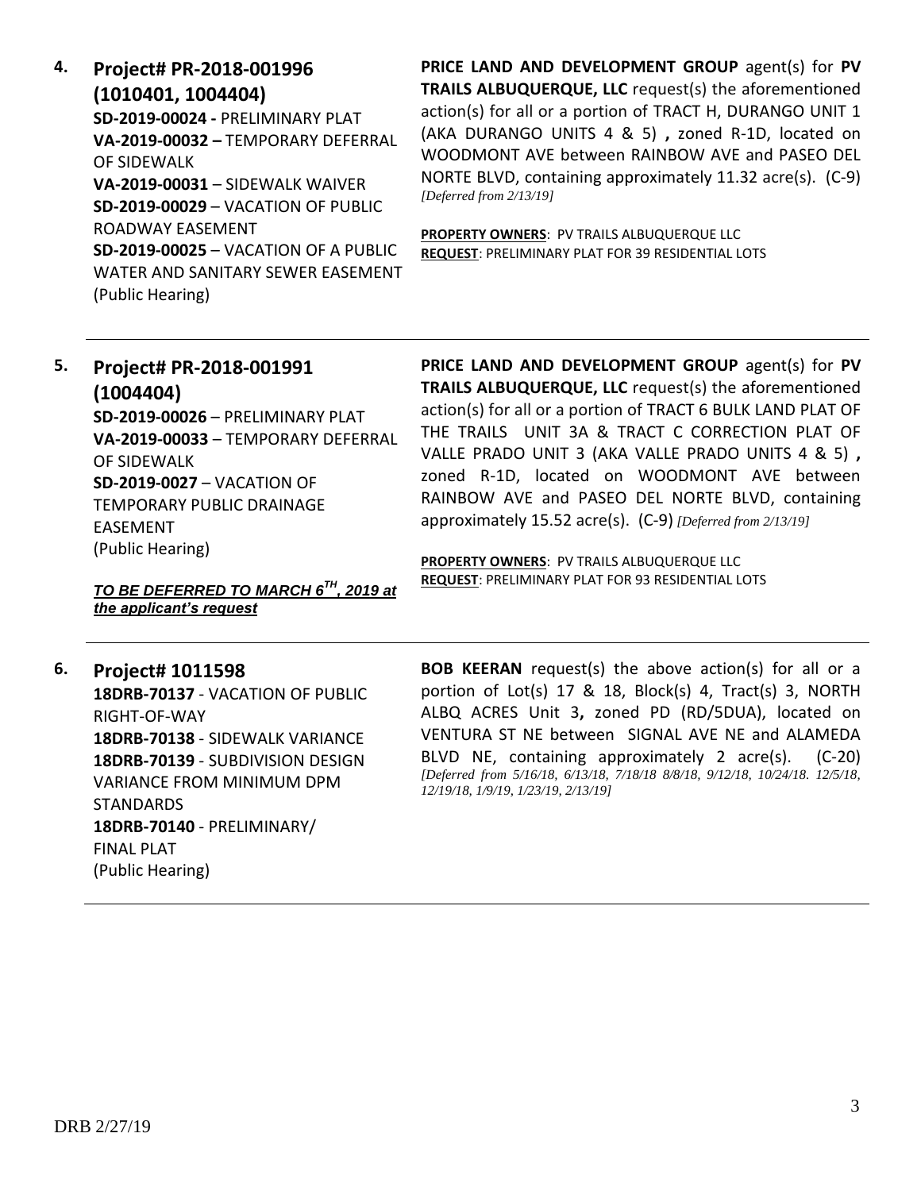4. **Project# PR-2018-001996 (1010401, 1004404)**
**SD-2019-00024 -** PRELIMINARY PLAT
**VA-2019-00032 –** TEMPORARY DEFERRAL OF SIDEWALK
**VA-2019-00031** – SIDEWALK WAIVER
**SD-2019-00029** – VACATION OF PUBLIC ROADWAY EASEMENT
**SD-2019-00025** – VACATION OF A PUBLIC WATER AND SANITARY SEWER EASEMENT
(Public Hearing)

**PRICE LAND AND DEVELOPMENT GROUP** agent(s) for **PV TRAILS ALBUQUERQUE, LLC** request(s) the aforementioned action(s) for all or a portion of TRACT H, DURANGO UNIT 1 (AKA DURANGO UNITS 4 & 5) **,** zoned R-1D, located on WOODMONT AVE between RAINBOW AVE and PASEO DEL NORTE BLVD, containing approximately 11.32 acre(s). (C-9) *[Deferred from 2/13/19]*

**PROPERTY OWNERS**: PV TRAILS ALBUQUERQUE LLC
**REQUEST**: PRELIMINARY PLAT FOR 39 RESIDENTIAL LOTS

---

5. **Project# PR-2018-001991 (1004404)**
**SD-2019-00026** – PRELIMINARY PLAT
**VA-2019-00033** – TEMPORARY DEFERRAL OF SIDEWALK
**SD-2019-0027** – VACATION OF TEMPORARY PUBLIC DRAINAGE EASEMENT
(Public Hearing)

***TO BE DEFERRED TO MARCH 6TH, 2019 at the applicant's request***

**PRICE LAND AND DEVELOPMENT GROUP** agent(s) for **PV TRAILS ALBUQUERQUE, LLC** request(s) the aforementioned action(s) for all or a portion of TRACT 6 BULK LAND PLAT OF THE TRAILS UNIT 3A & TRACT C CORRECTION PLAT OF VALLE PRADO UNIT 3 (AKA VALLE PRADO UNITS 4 & 5) **,** zoned R-1D, located on WOODMONT AVE between RAINBOW AVE and PASEO DEL NORTE BLVD, containing approximately 15.52 acre(s). (C-9) *[Deferred from 2/13/19]*

**PROPERTY OWNERS**: PV TRAILS ALBUQUERQUE LLC
**REQUEST**: PRELIMINARY PLAT FOR 93 RESIDENTIAL LOTS

---

6. **Project# 1011598**
**18DRB-70137** - VACATION OF PUBLIC RIGHT-OF-WAY
**18DRB-70138** - SIDEWALK VARIANCE
**18DRB-70139** - SUBDIVISION DESIGN VARIANCE FROM MINIMUM DPM STANDARDS
**18DRB-70140** - PRELIMINARY/ FINAL PLAT
(Public Hearing)

**BOB KEERAN** request(s) the above action(s) for all or a portion of Lot(s) 17 & 18, Block(s) 4, Tract(s) 3, NORTH ALBQ ACRES Unit 3**,** zoned PD (RD/5DUA), located on VENTURA ST NE between SIGNAL AVE NE and ALAMEDA BLVD NE, containing approximately 2 acre(s). (C-20) *[Deferred from 5/16/18, 6/13/18, 7/18/18 8/8/18, 9/12/18, 10/24/18. 12/5/18, 12/19/18, 1/9/19, 1/23/19, 2/13/19]*

---

DRB 2/27/19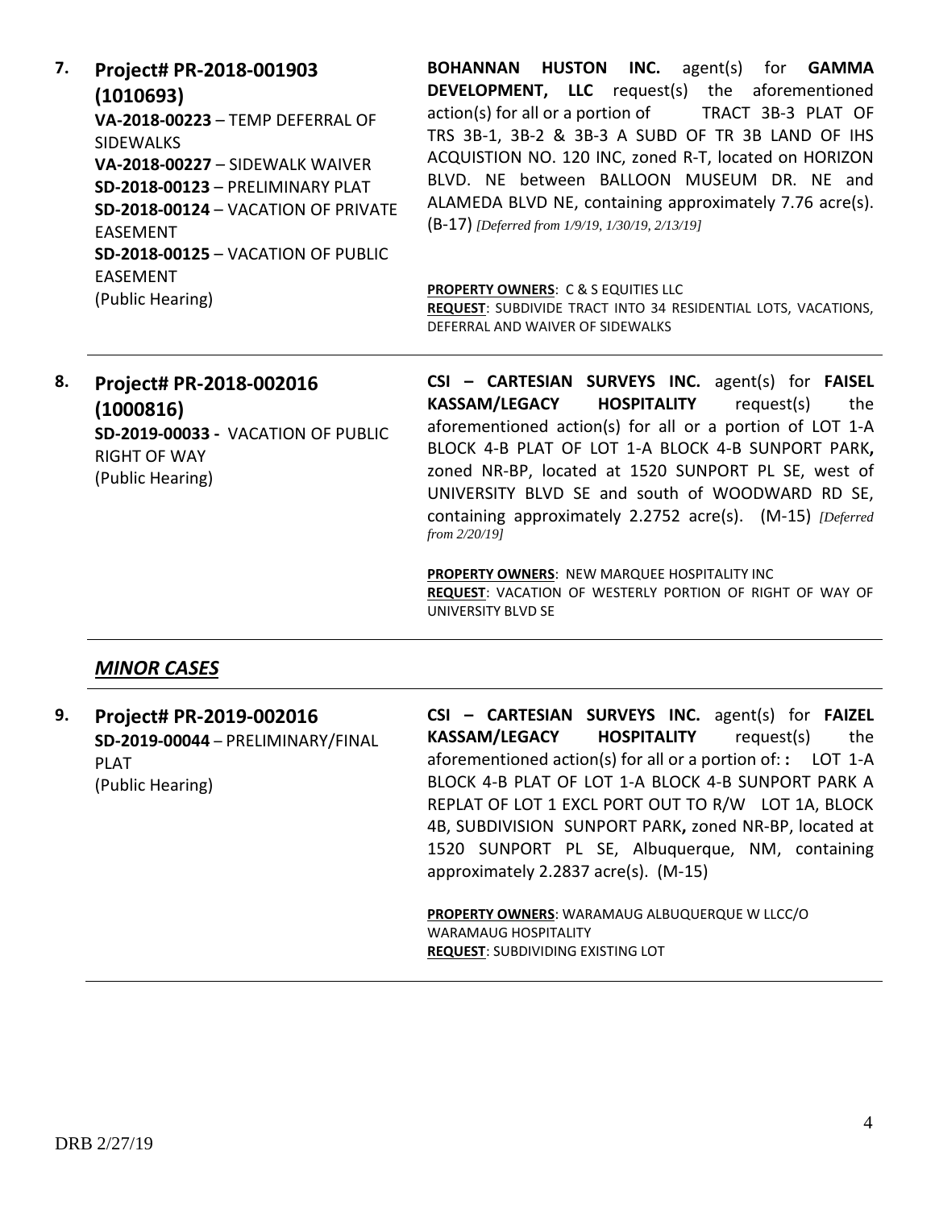**7. Project# PR-2018-001903 (1010693)**
**VA-2018-00223** – TEMP DEFERRAL OF SIDEWALKS
**VA-2018-00227** – SIDEWALK WAIVER
**SD-2018-00123** – PRELIMINARY PLAT
**SD-2018-00124** – VACATION OF PRIVATE EASEMENT
**SD-2018-00125** – VACATION OF PUBLIC EASEMENT
(Public Hearing)

**BOHANNAN HUSTON INC.** agent(s) for **GAMMA DEVELOPMENT, LLC** request(s) the aforementioned action(s) for all or a portion of TRACT 3B-3 PLAT OF TRS 3B-1, 3B-2 & 3B-3 A SUBD OF TR 3B LAND OF IHS ACQUISTION NO. 120 INC, zoned R-T, located on HORIZON BLVD. NE between BALLOON MUSEUM DR. NE and ALAMEDA BLVD NE, containing approximately 7.76 acre(s). (B-17) *[Deferred from 1/9/19, 1/30/19, 2/13/19]*

**PROPERTY OWNERS**: C & S EQUITIES LLC
**REQUEST**: SUBDIVIDE TRACT INTO 34 RESIDENTIAL LOTS, VACATIONS, DEFERRAL AND WAIVER OF SIDEWALKS

---

**8. Project# PR-2018-002016 (1000816)**
**SD-2019-00033 -** VACATION OF PUBLIC RIGHT OF WAY
(Public Hearing)

**CSI – CARTESIAN SURVEYS INC.** agent(s) for **FAISEL KASSAM/LEGACY HOSPITALITY** request(s) the aforementioned action(s) for all or a portion of LOT 1-A BLOCK 4-B PLAT OF LOT 1-A BLOCK 4-B SUNPORT PARK**,** zoned NR-BP, located at 1520 SUNPORT PL SE, west of UNIVERSITY BLVD SE and south of WOODWARD RD SE, containing approximately 2.2752 acre(s). (M-15) *[Deferred from 2/20/19]*

**PROPERTY OWNERS**: NEW MARQUEE HOSPITALITY INC
**REQUEST**: VACATION OF WESTERLY PORTION OF RIGHT OF WAY OF UNIVERSITY BLVD SE

---

## *MINOR CASES*

---

**9. Project# PR-2019-002016**
**SD-2019-00044** – PRELIMINARY/FINAL PLAT
(Public Hearing)

**CSI – CARTESIAN SURVEYS INC.** agent(s) for **FAIZEL KASSAM/LEGACY HOSPITALITY** request(s) the aforementioned action(s) for all or a portion of: **:** LOT 1-A BLOCK 4-B PLAT OF LOT 1-A BLOCK 4-B SUNPORT PARK A REPLAT OF LOT 1 EXCL PORT OUT TO R/W LOT 1A, BLOCK 4B, SUBDIVISION SUNPORT PARK**,** zoned NR-BP, located at 1520 SUNPORT PL SE, Albuquerque, NM, containing approximately 2.2837 acre(s). (M-15)

**PROPERTY OWNERS**: WARAMAUG ALBUQUERQUE W LLCC/O WARAMAUG HOSPITALITY
**REQUEST**: SUBDIVIDING EXISTING LOT

---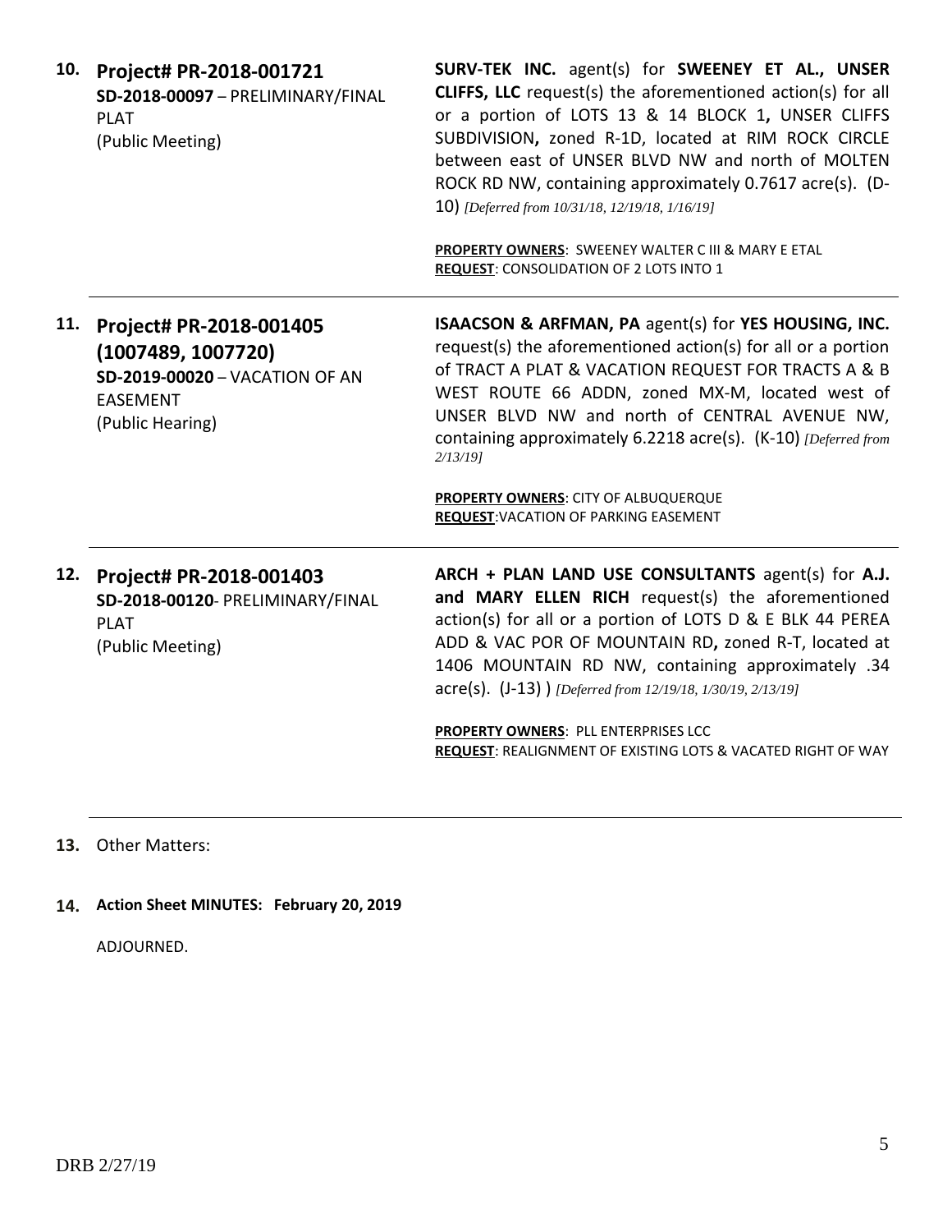**10. Project# PR-2018-001721**
**SD-2018-00097** – PRELIMINARY/FINAL PLAT
(Public Meeting)

**SURV-TEK INC.** agent(s) for **SWEENEY ET AL., UNSER CLIFFS, LLC** request(s) the aforementioned action(s) for all or a portion of LOTS 13 & 14 BLOCK 1**,** UNSER CLIFFS SUBDIVISION**,** zoned R-1D, located at RIM ROCK CIRCLE between east of UNSER BLVD NW and north of MOLTEN ROCK RD NW, containing approximately 0.7617 acre(s). (D-10) *[Deferred from 10/31/18, 12/19/18, 1/16/19]*

**PROPERTY OWNERS**: SWEENEY WALTER C III & MARY E ETAL
**REQUEST**: CONSOLIDATION OF 2 LOTS INTO 1

---

**11. Project# PR-2018-001405 (1007489, 1007720)**
**SD-2019-00020** – VACATION OF AN EASEMENT
(Public Hearing)

**ISAACSON & ARFMAN, PA** agent(s) for **YES HOUSING, INC.** request(s) the aforementioned action(s) for all or a portion of TRACT A PLAT & VACATION REQUEST FOR TRACTS A & B WEST ROUTE 66 ADDN, zoned MX-M, located west of UNSER BLVD NW and north of CENTRAL AVENUE NW, containing approximately 6.2218 acre(s). (K-10) *[Deferred from 2/13/19]*

**PROPERTY OWNERS**: CITY OF ALBUQUERQUE
**REQUEST**: VACATION OF PARKING EASEMENT

---

**12. Project# PR-2018-001403**
**SD-2018-00120**- PRELIMINARY/FINAL PLAT
(Public Meeting)

**ARCH + PLAN LAND USE CONSULTANTS** agent(s) for **A.J. and MARY ELLEN RICH** request(s) the aforementioned action(s) for all or a portion of LOTS D & E BLK 44 PEREA ADD & VAC POR OF MOUNTAIN RD**,** zoned R-T, located at 1406 MOUNTAIN RD NW, containing approximately .34 acre(s). (J-13) ) *[Deferred from 12/19/18, 1/30/19, 2/13/19]*

**PROPERTY OWNERS**: PLL ENTERPRISES LCC
**REQUEST**: REALIGNMENT OF EXISTING LOTS & VACATED RIGHT OF WAY

---

**13.** Other Matters:

**14. Action Sheet MINUTES: February 20, 2019**

ADJOURNED.